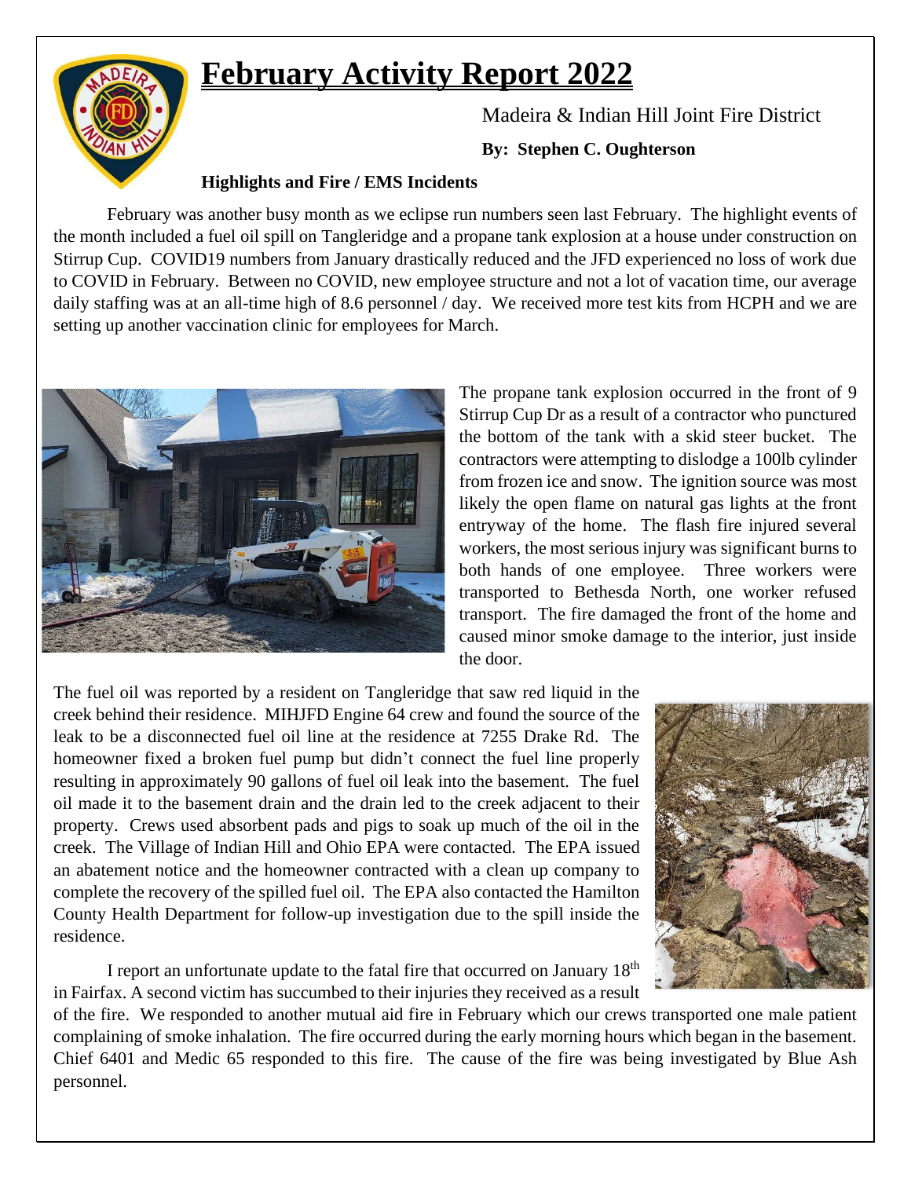# February Activity Report 2022

Madeira & Indian Hill Joint Fire District

**By: Stephen C. Oughterson**

### Highlights and Fire / EMS Incidents

February was another busy month as we eclipse run numbers seen last February. The highlight events of the month included a fuel oil spill on Tangleridge and a propane tank explosion at a house under construction on Stirrup Cup. COVID19 numbers from January drastically reduced and the JFD experienced no loss of work due to COVID in February. Between no COVID, new employee structure and not a lot of vacation time, our average daily staffing was at an all-time high of 8.6 personnel / day. We received more test kits from HCPH and we are setting up another vaccination clinic for employees for March.

The propane tank explosion occurred in the front of 9 Stirrup Cup Dr as a result of a contractor who punctured the bottom of the tank with a skid steer bucket. The contractors were attempting to dislodge a 100lb cylinder from frozen ice and snow. The ignition source was most likely the open flame on natural gas lights at the front entryway of the home. The flash fire injured several workers, the most serious injury was significant burns to both hands of one employee. Three workers were transported to Bethesda North, one worker refused transport. The fire damaged the front of the home and caused minor smoke damage to the interior, just inside the door.

The fuel oil was reported by a resident on Tangleridge that saw red liquid in the creek behind their residence. MIHJFD Engine 64 crew and found the source of the leak to be a disconnected fuel oil line at the residence at 7255 Drake Rd. The homeowner fixed a broken fuel pump but didn't connect the fuel line properly resulting in approximately 90 gallons of fuel oil leak into the basement. The fuel oil made it to the basement drain and the drain led to the creek adjacent to their property. Crews used absorbent pads and pigs to soak up much of the oil in the creek. The Village of Indian Hill and Ohio EPA were contacted. The EPA issued an abatement notice and the homeowner contracted with a clean up company to complete the recovery of the spilled fuel oil. The EPA also contacted the Hamilton County Health Department for follow-up investigation due to the spill inside the residence.

I report an unfortunate update to the fatal fire that occurred on January 18th in Fairfax. A second victim has succumbed to their injuries they received as a result of the fire. We responded to another mutual aid fire in February which our crews transported one male patient complaining of smoke inhalation. The fire occurred during the early morning hours which began in the basement. Chief 6401 and Medic 65 responded to this fire. The cause of the fire was being investigated by Blue Ash personnel.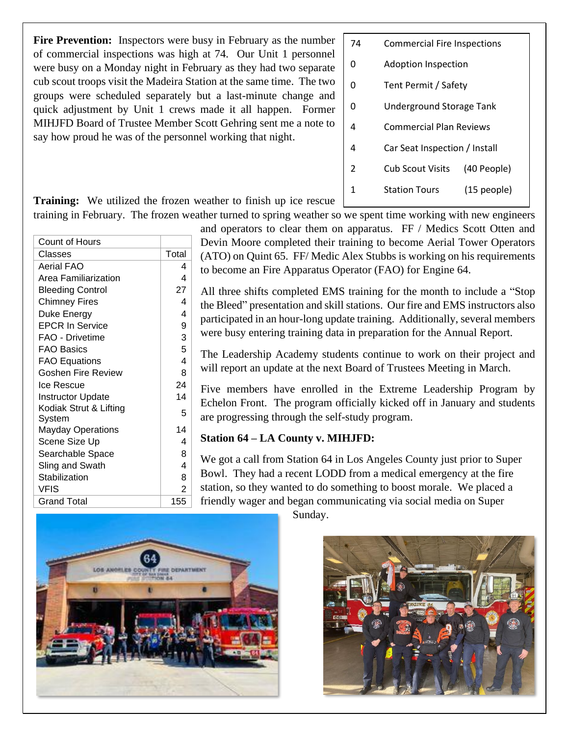**Fire Prevention:** Inspectors were busy in February as the number of commercial inspections was high at 74. Our Unit 1 personnel were busy on a Monday night in February as they had two separate cub scout troops visit the Madeira Station at the same time. The two groups were scheduled separately but a last-minute change and quick adjustment by Unit 1 crews made it all happen. Former MIHJFD Board of Trustee Member Scott Gehring sent me a note to say how proud he was of the personnel working that night.

| | | |
|---|---|---|
| 74 | Commercial Fire Inspections | |
| 0 | Adoption Inspection | |
| 0 | Tent Permit / Safety | |
| 0 | Underground Storage Tank | |
| 4 | Commercial Plan Reviews | |
| 4 | Car Seat Inspection / Install | |
| 2 | Cub Scout Visits | (40 People) |
| 1 | Station Tours | (15 people) |

**Training:** We utilized the frozen weather to finish up ice rescue training in February. The frozen weather turned to spring weather so we spent time working with new engineers and operators to clear them on apparatus. FF / Medics Scott Otten and Devin Moore completed their training to become Aerial Tower Operators (ATO) on Quint 65. FF/ Medic Alex Stubbs is working on his requirements to become an Fire Apparatus Operator (FAO) for Engine 64.

| Count of Hours | |
|---|---|
| Classes | Total |
| Aerial FAO | 4 |
| Area Familiarization | 4 |
| Bleeding Control | 27 |
| Chimney Fires | 4 |
| Duke Energy | 4 |
| EPCR In Service | 9 |
| FAO - Drivetime | 3 |
| FAO Basics | 5 |
| FAO Equations | 4 |
| Goshen Fire Review | 8 |
| Ice Rescue | 24 |
| Instructor Update | 14 |
| Kodiak Strut & Lifting System | 5 |
| Mayday Operations | 14 |
| Scene Size Up | 4 |
| Searchable Space | 8 |
| Sling and Swath | 4 |
| Stabilization | 8 |
| VFIS | 2 |
| Grand Total | 155 |

All three shifts completed EMS training for the month to include a "Stop the Bleed" presentation and skill stations. Our fire and EMS instructors also participated in an hour-long update training. Additionally, several members were busy entering training data in preparation for the Annual Report.

The Leadership Academy students continue to work on their project and will report an update at the next Board of Trustees Meeting in March.

Five members have enrolled in the Extreme Leadership Program by Echelon Front. The program officially kicked off in January and students are progressing through the self-study program.

**Station 64 – LA County v. MIHJFD:**

We got a call from Station 64 in Los Angeles County just prior to Super Bowl. They had a recent LODD from a medical emergency at the fire station, so they wanted to do something to boost morale. We placed a friendly wager and began communicating via social media on Super Sunday.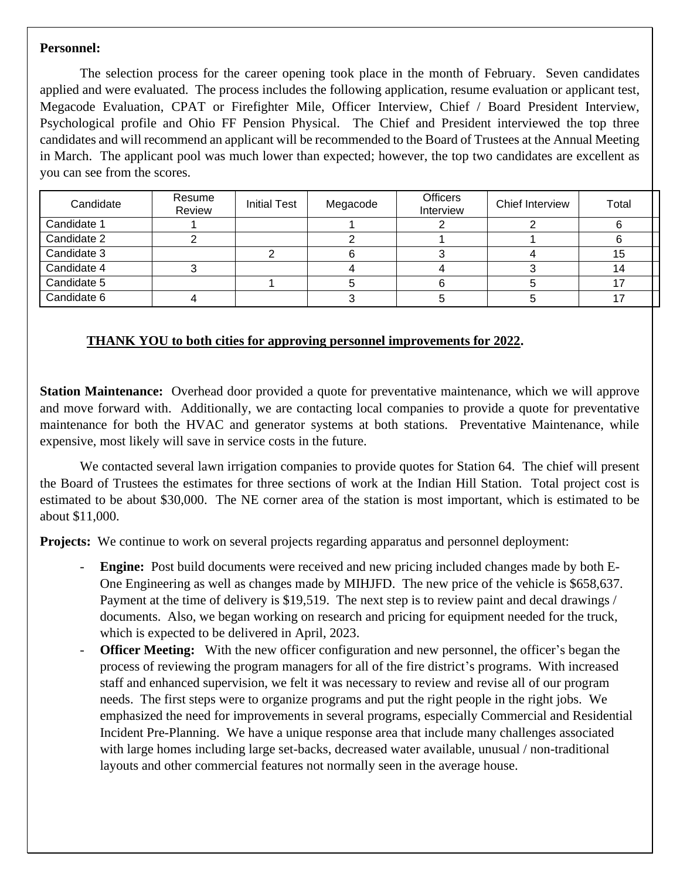**Personnel:**

The selection process for the career opening took place in the month of February. Seven candidates applied and were evaluated. The process includes the following application, resume evaluation or applicant test, Megacode Evaluation, CPAT or Firefighter Mile, Officer Interview, Chief / Board President Interview, Psychological profile and Ohio FF Pension Physical. The Chief and President interviewed the top three candidates and will recommend an applicant will be recommended to the Board of Trustees at the Annual Meeting in March. The applicant pool was much lower than expected; however, the top two candidates are excellent as you can see from the scores.

| Candidate | Resume Review | Initial Test | Megacode | Officers Interview | Chief Interview | Total |
|---|---|---|---|---|---|---|
| Candidate 1 | 1 | | 1 | 2 | 2 | 6 |
| Candidate 2 | 2 | | 2 | 1 | 1 | 6 |
| Candidate 3 | | 2 | 6 | 3 | 4 | 15 |
| Candidate 4 | 3 | | 4 | 4 | 3 | 14 |
| Candidate 5 | | 1 | 5 | 6 | 5 | 17 |
| Candidate 6 | 4 | | 3 | 5 | 5 | 17 |

**THANK YOU to both cities for approving personnel improvements for 2022.**

**Station Maintenance:** Overhead door provided a quote for preventative maintenance, which we will approve and move forward with. Additionally, we are contacting local companies to provide a quote for preventative maintenance for both the HVAC and generator systems at both stations. Preventative Maintenance, while expensive, most likely will save in service costs in the future.

We contacted several lawn irrigation companies to provide quotes for Station 64. The chief will present the Board of Trustees the estimates for three sections of work at the Indian Hill Station. Total project cost is estimated to be about $30,000. The NE corner area of the station is most important, which is estimated to be about $11,000.

**Projects:** We continue to work on several projects regarding apparatus and personnel deployment:

- **Engine:** Post build documents were received and new pricing included changes made by both E-One Engineering as well as changes made by MIHJFD. The new price of the vehicle is $658,637. Payment at the time of delivery is $19,519. The next step is to review paint and decal drawings / documents. Also, we began working on research and pricing for equipment needed for the truck, which is expected to be delivered in April, 2023.
- **Officer Meeting:** With the new officer configuration and new personnel, the officer's began the process of reviewing the program managers for all of the fire district's programs. With increased staff and enhanced supervision, we felt it was necessary to review and revise all of our program needs. The first steps were to organize programs and put the right people in the right jobs. We emphasized the need for improvements in several programs, especially Commercial and Residential Incident Pre-Planning. We have a unique response area that include many challenges associated with large homes including large set-backs, decreased water available, unusual / non-traditional layouts and other commercial features not normally seen in the average house.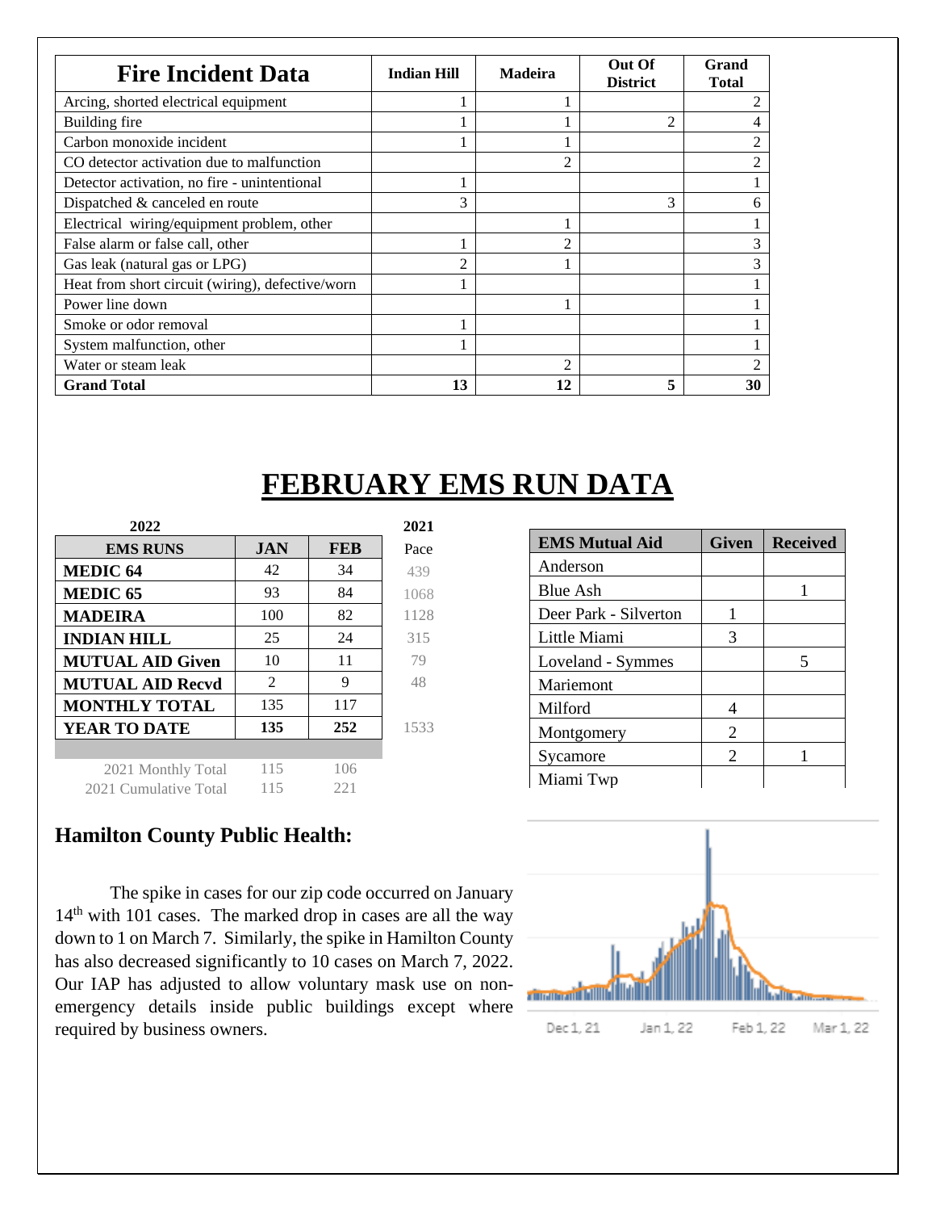| Fire Incident Data | Indian Hill | Madeira | Out Of District | Grand Total |
|---|---|---|---|---|
| Arcing, shorted electrical equipment | 1 | 1 | | 2 |
| Building fire | 1 | 1 | 2 | 4 |
| Carbon monoxide incident | 1 | 1 | | 2 |
| CO detector activation due to malfunction | | 2 | | 2 |
| Detector activation, no fire - unintentional | 1 | | | 1 |
| Dispatched & canceled en route | 3 | | 3 | 6 |
| Electrical wiring/equipment problem, other | | 1 | | 1 |
| False alarm or false call, other | 1 | 2 | | 3 |
| Gas leak (natural gas or LPG) | 2 | 1 | | 3 |
| Heat from short circuit (wiring), defective/worn | 1 | | | 1 |
| Power line down | | 1 | | 1 |
| Smoke or odor removal | 1 | | | 1 |
| System malfunction, other | 1 | | | 1 |
| Water or steam leak | | 2 | | 2 |
| **Grand Total** | **13** | **12** | **5** | **30** |

# FEBRUARY EMS RUN DATA

| 2022 | | | 2021 |
|---|---|---|---|
| **EMS RUNS** | **JAN** | **FEB** | Pace |
| **MEDIC 64** | 42 | 34 | 439 |
| **MEDIC 65** | 93 | 84 | 1068 |
| **MADEIRA** | 100 | 82 | 1128 |
| **INDIAN HILL** | 25 | 24 | 315 |
| **MUTUAL AID Given** | 10 | 11 | 79 |
| **MUTUAL AID Recvd** | 2 | 9 | 48 |
| **MONTHLY TOTAL** | 135 | 117 | |
| **YEAR TO DATE** | **135** | **252** | 1533 |
| 2021 Monthly Total | 115 | 106 | |
| 2021 Cumulative Total | 115 | 221 | |

| EMS Mutual Aid | Given | Received |
|---|---|---|
| Anderson | | |
| Blue Ash | | 1 |
| Deer Park - Silverton | 1 | |
| Little Miami | 3 | |
| Loveland - Symmes | | 5 |
| Mariemont | | |
| Milford | 4 | |
| Montgomery | 2 | |
| Sycamore | 2 | 1 |
| Miami Twp | | |

## Hamilton County Public Health:

The spike in cases for our zip code occurred on January 14th with 101 cases. The marked drop in cases are all the way down to 1 on March 7. Similarly, the spike in Hamilton County has also decreased significantly to 10 cases on March 7, 2022. Our IAP has adjusted to allow voluntary mask use on non-emergency details inside public buildings except where required by business owners.

Dec 1, 21
Jan 1, 22
Feb 1, 22
Mar 1, 22